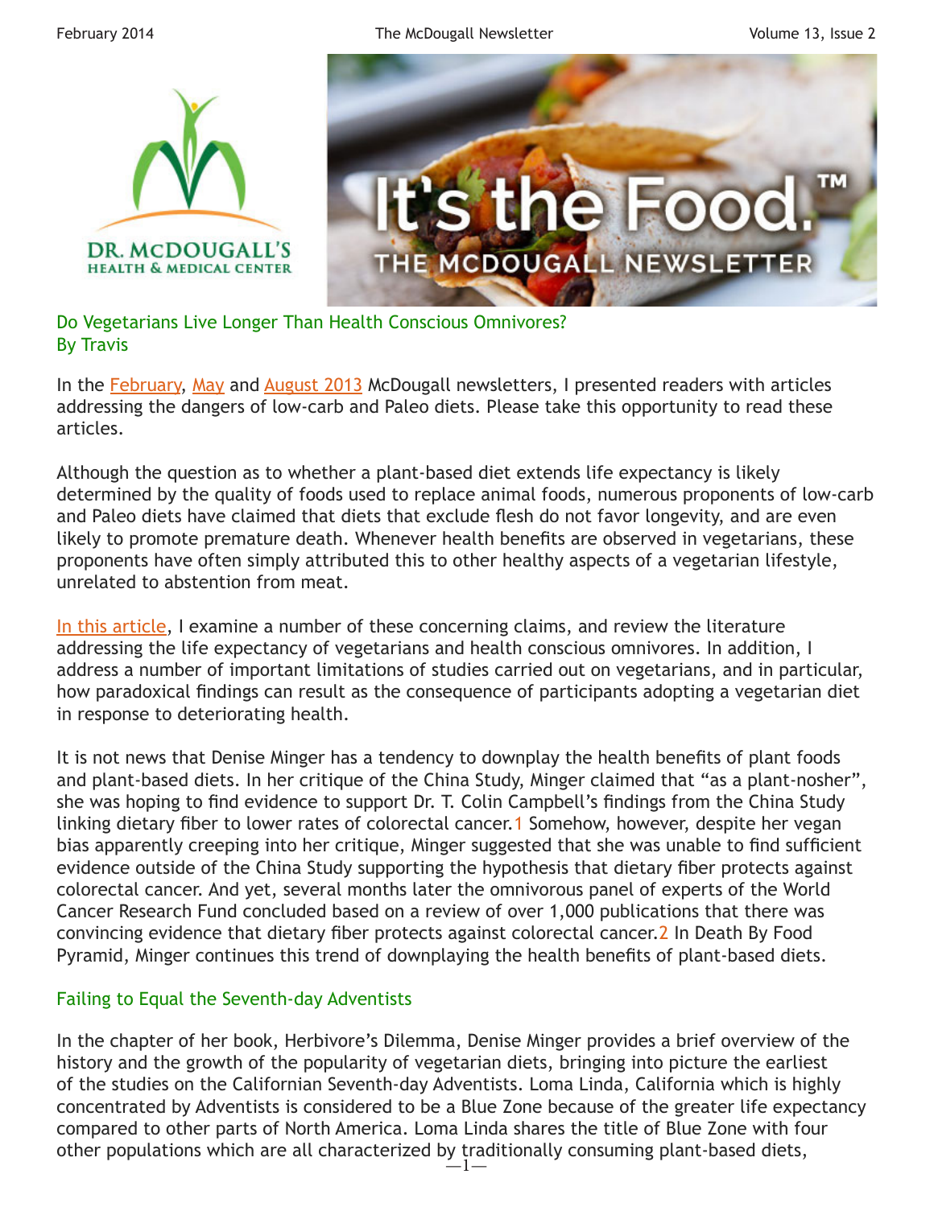# Do Vegetarians Live Longer Than Health Conscious Omnivores?

By Travis

In the February, May and August 2013 McDougall newsletters, I presented readers with articles addressing the dangers of low-carb and Paleo diets. Please take this opportunity to read these articles.

Although the question as to whether a plant-based diet extends life expectancy is likely determined by the quality of foods used to replace animal foods, numerous proponents of low-carb and Paleo diets have claimed that diets that exclude flesh do not favor longevity, and are even likely to promote premature death. Whenever health benefits are observed in vegetarians, these proponents have often simply attributed this to other healthy aspects of a vegetarian lifestyle, unrelated to abstention from meat.

In this article, I examine a number of these concerning claims, and review the literature addressing the life expectancy of vegetarians and health conscious omnivores. In addition, I address a number of important limitations of studies carried out on vegetarians, and in particular, how paradoxical findings can result as the consequence of participants adopting a vegetarian diet in response to deteriorating health.

It is not news that Denise Minger has a tendency to downplay the health benefits of plant foods and plant-based diets. In her critique of the China Study, Minger claimed that "as a plant-nosher", she was hoping to find evidence to support Dr. T. Colin Campbell's findings from the China Study linking dietary fiber to lower rates of colorectal cancer.[1] Somehow, however, despite her vegan bias apparently creeping into her critique, Minger suggested that she was unable to find sufficient evidence outside of the China Study supporting the hypothesis that dietary fiber protects against colorectal cancer. And yet, several months later the omnivorous panel of experts of the World Cancer Research Fund concluded based on a review of over 1,000 publications that there was convincing evidence that dietary fiber protects against colorectal cancer.[2] In Death By Food Pyramid, Minger continues this trend of downplaying the health benefits of plant-based diets.

## Failing to Equal the Seventh-day Adventists

In the chapter of her book, Herbivore's Dilemma, Denise Minger provides a brief overview of the history and the growth of the popularity of vegetarian diets, bringing into picture the earliest of the studies on the Californian Seventh-day Adventists. Loma Linda, California which is highly concentrated by Adventists is considered to be a Blue Zone because of the greater life expectancy compared to other parts of North America. Loma Linda shares the title of Blue Zone with four other populations which are all characterized by traditionally consuming plant-based diets,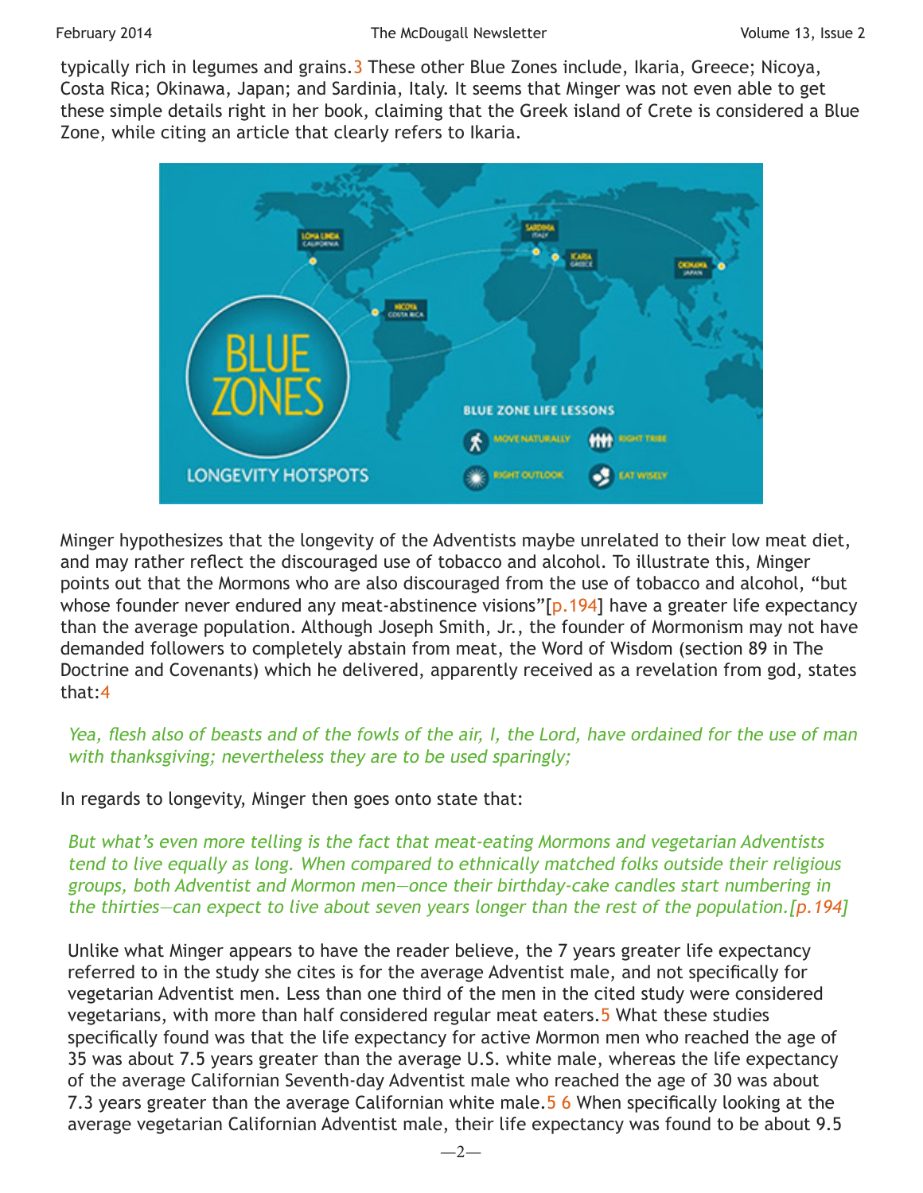typically rich in legumes and grains.[3] These other Blue Zones include, Ikaria, Greece; Nicoya, Costa Rica; Okinawa, Japan; and Sardinia, Italy. It seems that Minger was not even able to get these simple details right in her book, claiming that the Greek island of Crete is considered a Blue Zone, while citing an article that clearly refers to Ikaria.

Minger hypothesizes that the longevity of the Adventists maybe unrelated to their low meat diet, and may rather reflect the discouraged use of tobacco and alcohol. To illustrate this, Minger points out that the Mormons who are also discouraged from the use of tobacco and alcohol, "but whose founder never endured any meat-abstinence visions"[p.194] have a greater life expectancy than the average population. Although Joseph Smith, Jr., the founder of Mormonism may not have demanded followers to completely abstain from meat, the Word of Wisdom (section 89 in The Doctrine and Covenants) which he delivered, apparently received as a revelation from god, states that:[4]

> *Yea, flesh also of beasts and of the fowls of the air, I, the Lord, have ordained for the use of man with thanksgiving; nevertheless they are to be used sparingly;*

In regards to longevity, Minger then goes onto state that:

> *But what's even more telling is the fact that meat-eating Mormons and vegetarian Adventists tend to live equally as long. When compared to ethnically matched folks outside their religious groups, both Adventist and Mormon men—once their birthday-cake candles start numbering in the thirties—can expect to live about seven years longer than the rest of the population.[p.194]*

Unlike what Minger appears to have the reader believe, the 7 years greater life expectancy referred to in the study she cites is for the average Adventist male, and not specifically for vegetarian Adventist men. Less than one third of the men in the cited study were considered vegetarians, with more than half considered regular meat eaters.[5] What these studies specifically found was that the life expectancy for active Mormon men who reached the age of 35 was about 7.5 years greater than the average U.S. white male, whereas the life expectancy of the average Californian Seventh-day Adventist male who reached the age of 30 was about 7.3 years greater than the average Californian white male.[5] [6] When specifically looking at the average vegetarian Californian Adventist male, their life expectancy was found to be about 9.5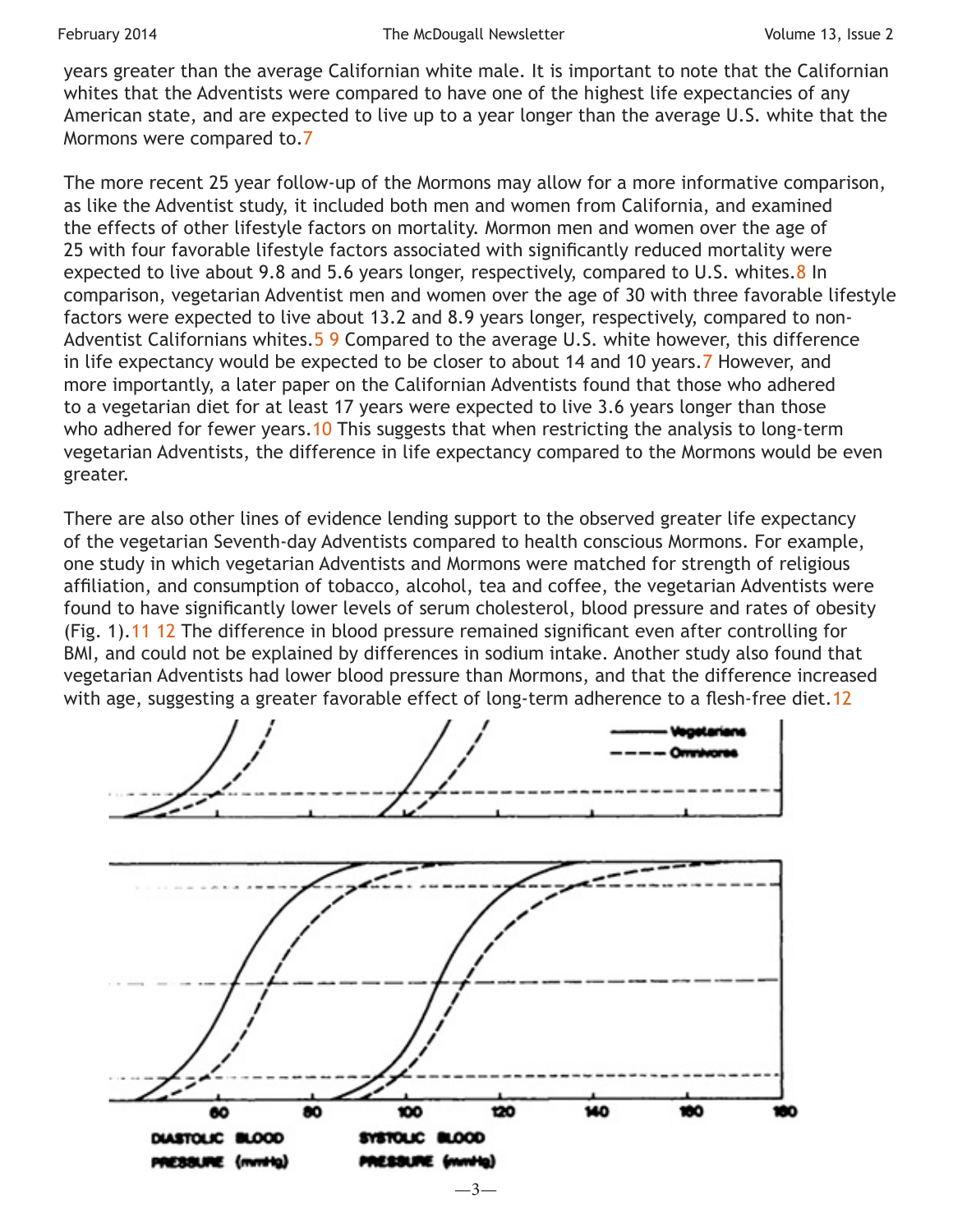years greater than the average Californian white male. It is important to note that the Californian whites that the Adventists were compared to have one of the highest life expectancies of any American state, and are expected to live up to a year longer than the average U.S. white that the Mormons were compared to.[7]

The more recent 25 year follow-up of the Mormons may allow for a more informative comparison, as like the Adventist study, it included both men and women from California, and examined the effects of other lifestyle factors on mortality. Mormon men and women over the age of 25 with four favorable lifestyle factors associated with significantly reduced mortality were expected to live about 9.8 and 5.6 years longer, respectively, compared to U.S. whites.[8] In comparison, vegetarian Adventist men and women over the age of 30 with three favorable lifestyle factors were expected to live about 13.2 and 8.9 years longer, respectively, compared to non-Adventist Californians whites.[5] [9] Compared to the average U.S. white however, this difference in life expectancy would be expected to be closer to about 14 and 10 years.[7] However, and more importantly, a later paper on the Californian Adventists found that those who adhered to a vegetarian diet for at least 17 years were expected to live 3.6 years longer than those who adhered for fewer years.[10] This suggests that when restricting the analysis to long-term vegetarian Adventists, the difference in life expectancy compared to the Mormons would be even greater.

There are also other lines of evidence lending support to the observed greater life expectancy of the vegetarian Seventh-day Adventists compared to health conscious Mormons. For example, one study in which vegetarian Adventists and Mormons were matched for strength of religious affiliation, and consumption of tobacco, alcohol, tea and coffee, the vegetarian Adventists were found to have significantly lower levels of serum cholesterol, blood pressure and rates of obesity (Fig. 1).[11] [12] The difference in blood pressure remained significant even after controlling for BMI, and could not be explained by differences in sodium intake. Another study also found that vegetarian Adventists had lower blood pressure than Mormons, and that the difference increased with age, suggesting a greater favorable effect of long-term adherence to a flesh-free diet.[12]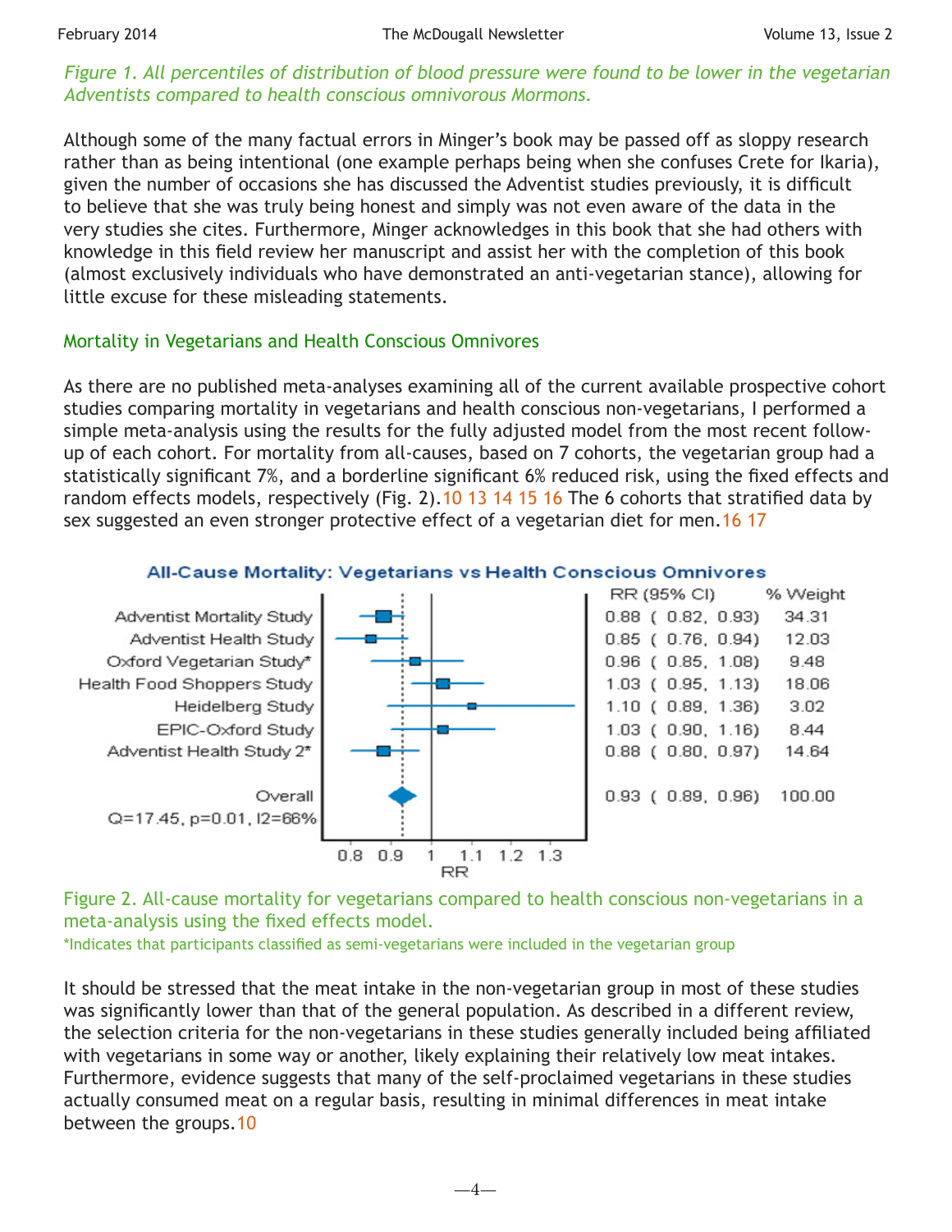*Figure 1. All percentiles of distribution of blood pressure were found to be lower in the vegetarian Adventists compared to health conscious omnivorous Mormons.*

Although some of the many factual errors in Minger's book may be passed off as sloppy research rather than as being intentional (one example perhaps being when she confuses Crete for Ikaria), given the number of occasions she has discussed the Adventist studies previously, it is difficult to believe that she was truly being honest and simply was not even aware of the data in the very studies she cites. Furthermore, Minger acknowledges in this book that she had others with knowledge in this field review her manuscript and assist her with the completion of this book (almost exclusively individuals who have demonstrated an anti-vegetarian stance), allowing for little excuse for these misleading statements.

## Mortality in Vegetarians and Health Conscious Omnivores

As there are no published meta-analyses examining all of the current available prospective cohort studies comparing mortality in vegetarians and health conscious non-vegetarians, I performed a simple meta-analysis using the results for the fully adjusted model from the most recent follow-up of each cohort. For mortality from all-causes, based on 7 cohorts, the vegetarian group had a statistically significant 7%, and a borderline significant 6% reduced risk, using the fixed effects and random effects models, respectively (Fig. 2).[10] [13] [14] [15] [16] The 6 cohorts that stratified data by sex suggested an even stronger protective effect of a vegetarian diet for men.[16] [17]

**All-Cause Mortality: Vegetarians vs Health Conscious Omnivores**

| Study | RR (95% CI) | % Weight |
| --- | --- | --- |
| Adventist Mortality Study | 0.88 ( 0.82, 0.93) | 34.31 |
| Adventist Health Study | 0.85 ( 0.76, 0.94) | 12.03 |
| Oxford Vegetarian Study* | 0.96 ( 0.85, 1.08) | 9.48 |
| Health Food Shoppers Study | 1.03 ( 0.95, 1.13) | 18.06 |
| Heidelberg Study | 1.10 ( 0.89, 1.36) | 3.02 |
| EPIC-Oxford Study | 1.03 ( 0.90, 1.16) | 8.44 |
| Adventist Health Study 2* | 0.88 ( 0.80, 0.97) | 14.64 |
| Overall | 0.93 ( 0.89, 0.96) | 100.00 |

Q=17.45, p=0.01, I2=66%

Figure 2. All-cause mortality for vegetarians compared to health conscious non-vegetarians in a meta-analysis using the fixed effects model.

*Indicates that participants classified as semi-vegetarians were included in the vegetarian group

It should be stressed that the meat intake in the non-vegetarian group in most of these studies was significantly lower than that of the general population. As described in a different review, the selection criteria for the non-vegetarians in these studies generally included being affiliated with vegetarians in some way or another, likely explaining their relatively low meat intakes. Furthermore, evidence suggests that many of the self-proclaimed vegetarians in these studies actually consumed meat on a regular basis, resulting in minimal differences in meat intake between the groups.[10]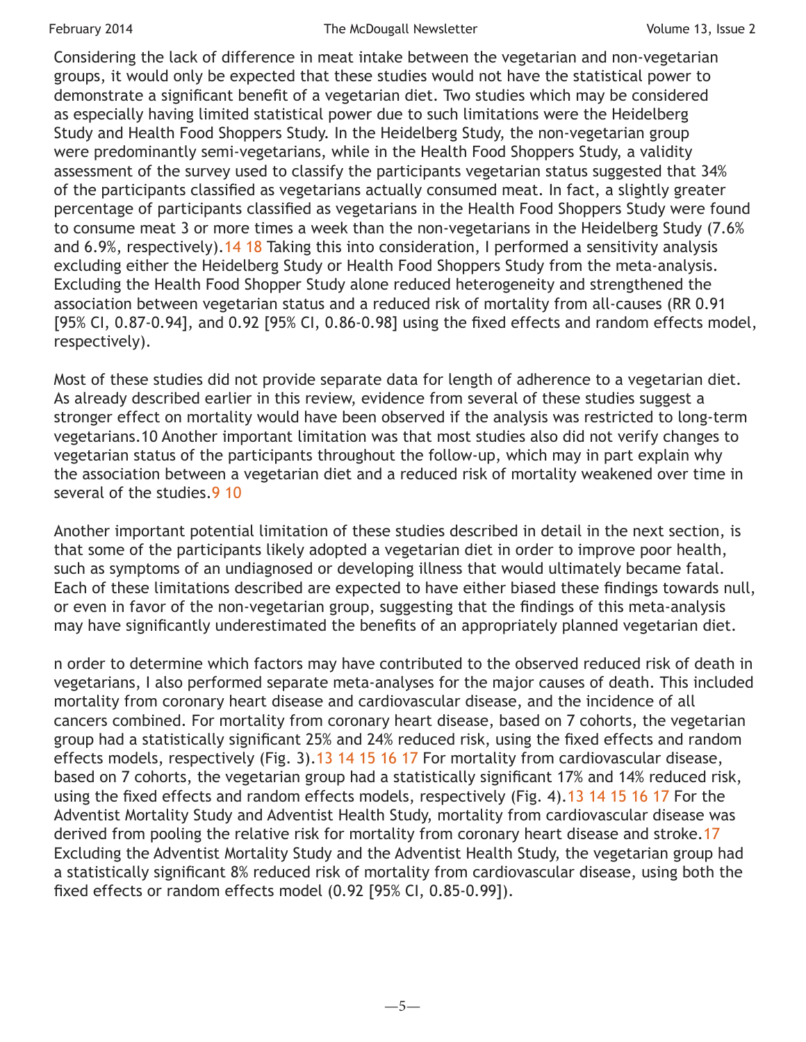Considering the lack of difference in meat intake between the vegetarian and non-vegetarian groups, it would only be expected that these studies would not have the statistical power to demonstrate a significant benefit of a vegetarian diet. Two studies which may be considered as especially having limited statistical power due to such limitations were the Heidelberg Study and Health Food Shoppers Study. In the Heidelberg Study, the non-vegetarian group were predominantly semi-vegetarians, while in the Health Food Shoppers Study, a validity assessment of the survey used to classify the participants vegetarian status suggested that 34% of the participants classified as vegetarians actually consumed meat. In fact, a slightly greater percentage of participants classified as vegetarians in the Health Food Shoppers Study were found to consume meat 3 or more times a week than the non-vegetarians in the Heidelberg Study (7.6% and 6.9%, respectively).[14 18] Taking this into consideration, I performed a sensitivity analysis excluding either the Heidelberg Study or Health Food Shoppers Study from the meta-analysis. Excluding the Health Food Shopper Study alone reduced heterogeneity and strengthened the association between vegetarian status and a reduced risk of mortality from all-causes (RR 0.91 [95% CI, 0.87-0.94], and 0.92 [95% CI, 0.86-0.98] using the fixed effects and random effects model, respectively).

Most of these studies did not provide separate data for length of adherence to a vegetarian diet. As already described earlier in this review, evidence from several of these studies suggest a stronger effect on mortality would have been observed if the analysis was restricted to long-term vegetarians.[10] Another important limitation was that most studies also did not verify changes to vegetarian status of the participants throughout the follow-up, which may in part explain why the association between a vegetarian diet and a reduced risk of mortality weakened over time in several of the studies.[9 10]

Another important potential limitation of these studies described in detail in the next section, is that some of the participants likely adopted a vegetarian diet in order to improve poor health, such as symptoms of an undiagnosed or developing illness that would ultimately became fatal. Each of these limitations described are expected to have either biased these findings towards null, or even in favor of the non-vegetarian group, suggesting that the findings of this meta-analysis may have significantly underestimated the benefits of an appropriately planned vegetarian diet.

n order to determine which factors may have contributed to the observed reduced risk of death in vegetarians, I also performed separate meta-analyses for the major causes of death. This included mortality from coronary heart disease and cardiovascular disease, and the incidence of all cancers combined. For mortality from coronary heart disease, based on 7 cohorts, the vegetarian group had a statistically significant 25% and 24% reduced risk, using the fixed effects and random effects models, respectively (Fig. 3).[13 14 15 16 17] For mortality from cardiovascular disease, based on 7 cohorts, the vegetarian group had a statistically significant 17% and 14% reduced risk, using the fixed effects and random effects models, respectively (Fig. 4).[13 14 15 16 17] For the Adventist Mortality Study and Adventist Health Study, mortality from cardiovascular disease was derived from pooling the relative risk for mortality from coronary heart disease and stroke.[17] Excluding the Adventist Mortality Study and the Adventist Health Study, the vegetarian group had a statistically significant 8% reduced risk of mortality from cardiovascular disease, using both the fixed effects or random effects model (0.92 [95% CI, 0.85-0.99]).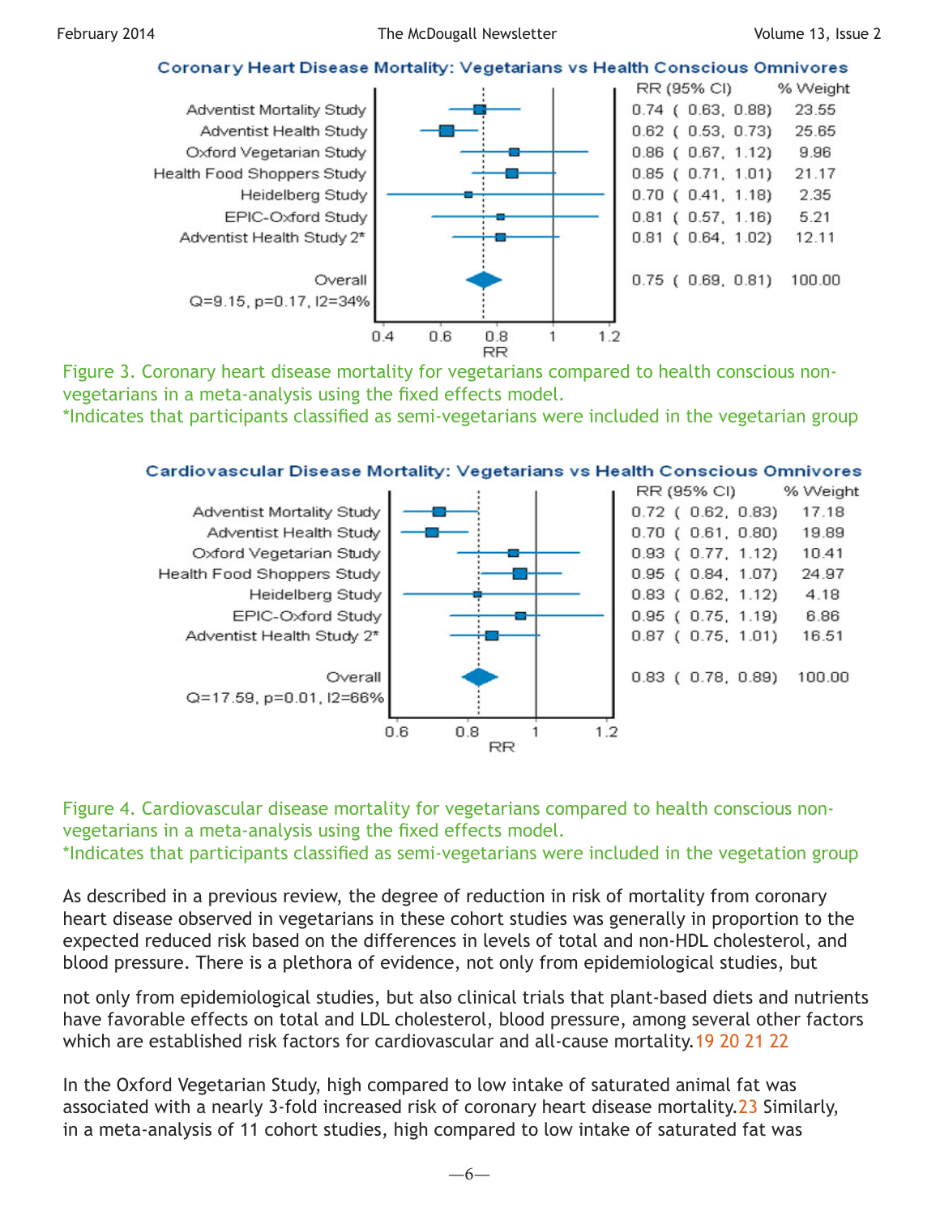**Coronary Heart Disease Mortality: Vegetarians vs Health Conscious Omnivores**

| Study | RR (95% CI) | % Weight |
|---|---|---|
| Adventist Mortality Study | 0.74 ( 0.63, 0.88) | 23.55 |
| Adventist Health Study | 0.62 ( 0.53, 0.73) | 25.65 |
| Oxford Vegetarian Study | 0.86 ( 0.67, 1.12) | 9.96 |
| Health Food Shoppers Study | 0.85 ( 0.71, 1.01) | 21.17 |
| Heidelberg Study | 0.70 ( 0.41, 1.18) | 2.35 |
| EPIC-Oxford Study | 0.81 ( 0.57, 1.16) | 5.21 |
| Adventist Health Study 2* | 0.81 ( 0.64, 1.02) | 12.11 |
| Overall | 0.75 ( 0.69, 0.81) | 100.00 |

Q=9.15, p=0.17, I2=34%

Figure 3. Coronary heart disease mortality for vegetarians compared to health conscious non-vegetarians in a meta-analysis using the fixed effects model.
*Indicates that participants classified as semi-vegetarians were included in the vegetarian group

**Cardiovascular Disease Mortality: Vegetarians vs Health Conscious Omnivores**

| Study | RR (95% CI) | % Weight |
|---|---|---|
| Adventist Mortality Study | 0.72 ( 0.62, 0.83) | 17.18 |
| Adventist Health Study | 0.70 ( 0.61, 0.80) | 19.89 |
| Oxford Vegetarian Study | 0.93 ( 0.77, 1.12) | 10.41 |
| Health Food Shoppers Study | 0.95 ( 0.84, 1.07) | 24.97 |
| Heidelberg Study | 0.83 ( 0.62, 1.12) | 4.18 |
| EPIC-Oxford Study | 0.95 ( 0.75, 1.19) | 6.86 |
| Adventist Health Study 2* | 0.87 ( 0.75, 1.01) | 16.51 |
| Overall | 0.83 ( 0.78, 0.89) | 100.00 |

Q=17.59, p=0.01, I2=66%

Figure 4. Cardiovascular disease mortality for vegetarians compared to health conscious non-vegetarians in a meta-analysis using the fixed effects model.
*Indicates that participants classified as semi-vegetarians were included in the vegetation group

As described in a previous review, the degree of reduction in risk of mortality from coronary heart disease observed in vegetarians in these cohort studies was generally in proportion to the expected reduced risk based on the differences in levels of total and non-HDL cholesterol, and blood pressure. There is a plethora of evidence, not only from epidemiological studies, but

not only from epidemiological studies, but also clinical trials that plant-based diets and nutrients have favorable effects on total and LDL cholesterol, blood pressure, among several other factors which are established risk factors for cardiovascular and all-cause mortality.[19] [20] [21] [22]

In the Oxford Vegetarian Study, high compared to low intake of saturated animal fat was associated with a nearly 3-fold increased risk of coronary heart disease mortality.[23] Similarly, in a meta-analysis of 11 cohort studies, high compared to low intake of saturated fat was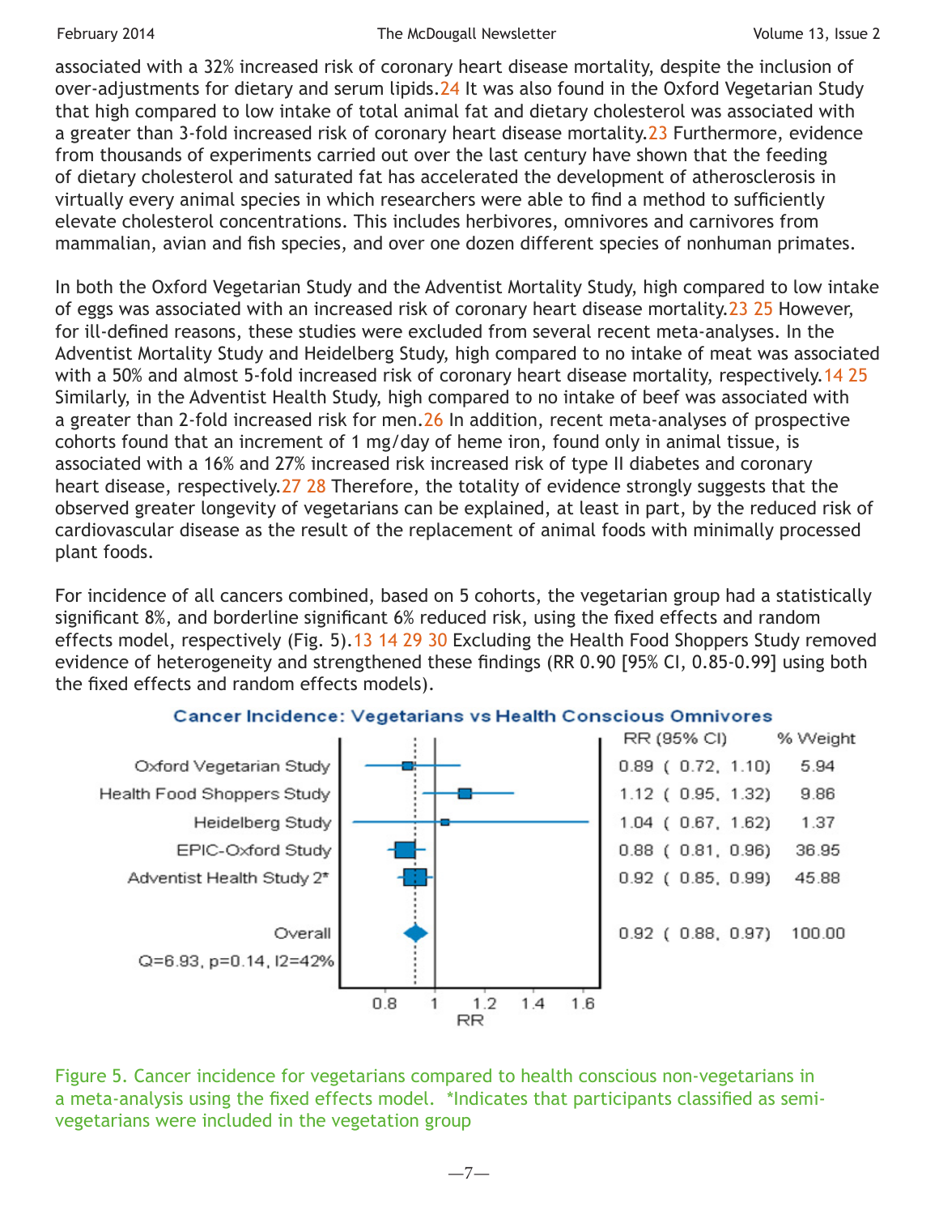associated with a 32% increased risk of coronary heart disease mortality, despite the inclusion of over-adjustments for dietary and serum lipids.[24] It was also found in the Oxford Vegetarian Study that high compared to low intake of total animal fat and dietary cholesterol was associated with a greater than 3-fold increased risk of coronary heart disease mortality.[23] Furthermore, evidence from thousands of experiments carried out over the last century have shown that the feeding of dietary cholesterol and saturated fat has accelerated the development of atherosclerosis in virtually every animal species in which researchers were able to find a method to sufficiently elevate cholesterol concentrations. This includes herbivores, omnivores and carnivores from mammalian, avian and fish species, and over one dozen different species of nonhuman primates.

In both the Oxford Vegetarian Study and the Adventist Mortality Study, high compared to low intake of eggs was associated with an increased risk of coronary heart disease mortality.[23, 25] However, for ill-defined reasons, these studies were excluded from several recent meta-analyses. In the Adventist Mortality Study and Heidelberg Study, high compared to no intake of meat was associated with a 50% and almost 5-fold increased risk of coronary heart disease mortality, respectively.[14, 25] Similarly, in the Adventist Health Study, high compared to no intake of beef was associated with a greater than 2-fold increased risk for men.[26] In addition, recent meta-analyses of prospective cohorts found that an increment of 1 mg/day of heme iron, found only in animal tissue, is associated with a 16% and 27% increased risk increased risk of type II diabetes and coronary heart disease, respectively.[27, 28] Therefore, the totality of evidence strongly suggests that the observed greater longevity of vegetarians can be explained, at least in part, by the reduced risk of cardiovascular disease as the result of the replacement of animal foods with minimally processed plant foods.

For incidence of all cancers combined, based on 5 cohorts, the vegetarian group had a statistically significant 8%, and borderline significant 6% reduced risk, using the fixed effects and random effects model, respectively (Fig. 5).[13, 14, 29, 30] Excluding the Health Food Shoppers Study removed evidence of heterogeneity and strengthened these findings (RR 0.90 [95% CI, 0.85-0.99] using both the fixed effects and random effects models).

**Cancer Incidence: Vegetarians vs Health Conscious Omnivores**

| Study | RR (95% CI) | % Weight |
|---|---|---|
| Oxford Vegetarian Study | 0.89 (0.72, 1.10) | 5.94 |
| Health Food Shoppers Study | 1.12 (0.95, 1.32) | 9.86 |
| Heidelberg Study | 1.04 (0.67, 1.62) | 1.37 |
| EPIC-Oxford Study | 0.88 (0.81, 0.96) | 36.95 |
| Adventist Health Study 2* | 0.92 (0.85, 0.99) | 45.88 |
| Overall | 0.92 (0.88, 0.97) | 100.00 |

Q=6.93, p=0.14, I2=42%

Figure 5. Cancer incidence for vegetarians compared to health conscious non-vegetarians in a meta-analysis using the fixed effects model. *Indicates that participants classified as semi-vegetarians were included in the vegetation group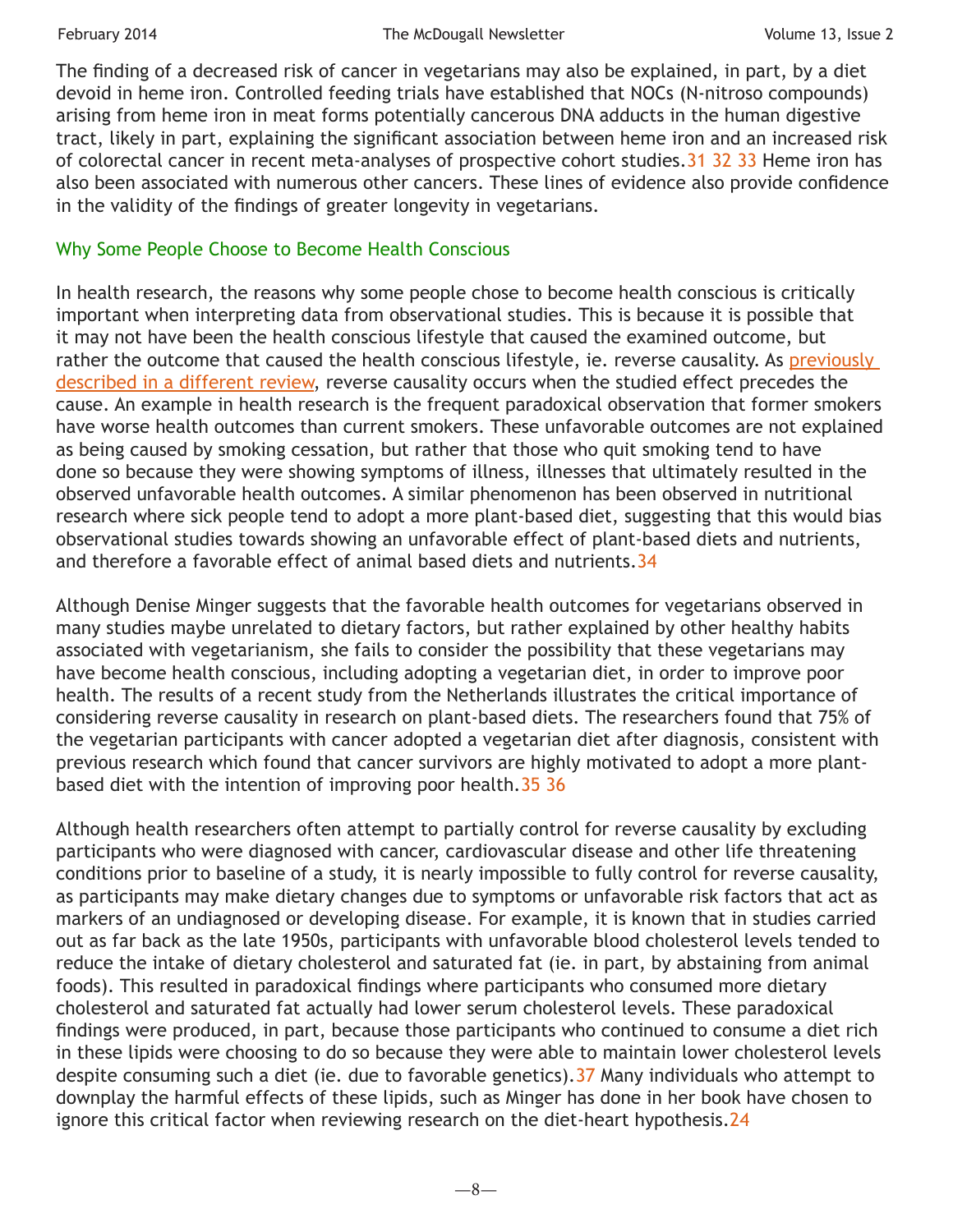The finding of a decreased risk of cancer in vegetarians may also be explained, in part, by a diet devoid in heme iron. Controlled feeding trials have established that NOCs (N-nitroso compounds) arising from heme iron in meat forms potentially cancerous DNA adducts in the human digestive tract, likely in part, explaining the significant association between heme iron and an increased risk of colorectal cancer in recent meta-analyses of prospective cohort studies.[31] [32] [33] Heme iron has also been associated with numerous other cancers. These lines of evidence also provide confidence in the validity of the findings of greater longevity in vegetarians.

## Why Some People Choose to Become Health Conscious

In health research, the reasons why some people chose to become health conscious is critically important when interpreting data from observational studies. This is because it is possible that it may not have been the health conscious lifestyle that caused the examined outcome, but rather the outcome that caused the health conscious lifestyle, ie. reverse causality. As previously described in a different review, reverse causality occurs when the studied effect precedes the cause. An example in health research is the frequent paradoxical observation that former smokers have worse health outcomes than current smokers. These unfavorable outcomes are not explained as being caused by smoking cessation, but rather that those who quit smoking tend to have done so because they were showing symptoms of illness, illnesses that ultimately resulted in the observed unfavorable health outcomes. A similar phenomenon has been observed in nutritional research where sick people tend to adopt a more plant-based diet, suggesting that this would bias observational studies towards showing an unfavorable effect of plant-based diets and nutrients, and therefore a favorable effect of animal based diets and nutrients.[34]

Although Denise Minger suggests that the favorable health outcomes for vegetarians observed in many studies maybe unrelated to dietary factors, but rather explained by other healthy habits associated with vegetarianism, she fails to consider the possibility that these vegetarians may have become health conscious, including adopting a vegetarian diet, in order to improve poor health. The results of a recent study from the Netherlands illustrates the critical importance of considering reverse causality in research on plant-based diets. The researchers found that 75% of the vegetarian participants with cancer adopted a vegetarian diet after diagnosis, consistent with previous research which found that cancer survivors are highly motivated to adopt a more plant-based diet with the intention of improving poor health.[35] [36]

Although health researchers often attempt to partially control for reverse causality by excluding participants who were diagnosed with cancer, cardiovascular disease and other life threatening conditions prior to baseline of a study, it is nearly impossible to fully control for reverse causality, as participants may make dietary changes due to symptoms or unfavorable risk factors that act as markers of an undiagnosed or developing disease. For example, it is known that in studies carried out as far back as the late 1950s, participants with unfavorable blood cholesterol levels tended to reduce the intake of dietary cholesterol and saturated fat (ie. in part, by abstaining from animal foods). This resulted in paradoxical findings where participants who consumed more dietary cholesterol and saturated fat actually had lower serum cholesterol levels. These paradoxical findings were produced, in part, because those participants who continued to consume a diet rich in these lipids were choosing to do so because they were able to maintain lower cholesterol levels despite consuming such a diet (ie. due to favorable genetics).[37] Many individuals who attempt to downplay the harmful effects of these lipids, such as Minger has done in her book have chosen to ignore this critical factor when reviewing research on the diet-heart hypothesis.[24]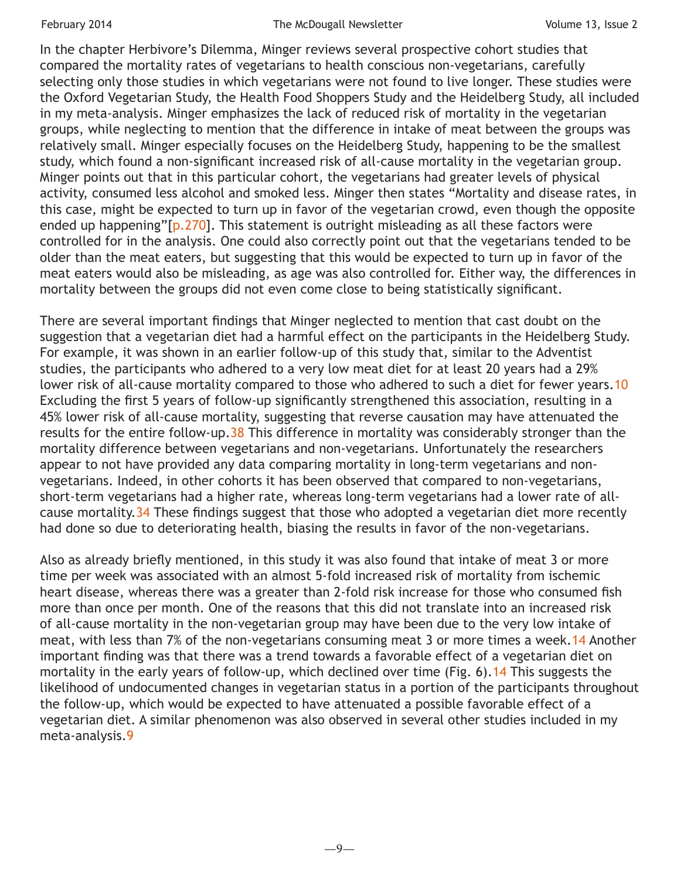In the chapter Herbivore's Dilemma, Minger reviews several prospective cohort studies that compared the mortality rates of vegetarians to health conscious non-vegetarians, carefully selecting only those studies in which vegetarians were not found to live longer. These studies were the Oxford Vegetarian Study, the Health Food Shoppers Study and the Heidelberg Study, all included in my meta-analysis. Minger emphasizes the lack of reduced risk of mortality in the vegetarian groups, while neglecting to mention that the difference in intake of meat between the groups was relatively small. Minger especially focuses on the Heidelberg Study, happening to be the smallest study, which found a non-significant increased risk of all-cause mortality in the vegetarian group. Minger points out that in this particular cohort, the vegetarians had greater levels of physical activity, consumed less alcohol and smoked less. Minger then states "Mortality and disease rates, in this case, might be expected to turn up in favor of the vegetarian crowd, even though the opposite ended up happening"[p.270]. This statement is outright misleading as all these factors were controlled for in the analysis. One could also correctly point out that the vegetarians tended to be older than the meat eaters, but suggesting that this would be expected to turn up in favor of the meat eaters would also be misleading, as age was also controlled for. Either way, the differences in mortality between the groups did not even come close to being statistically significant.

There are several important findings that Minger neglected to mention that cast doubt on the suggestion that a vegetarian diet had a harmful effect on the participants in the Heidelberg Study. For example, it was shown in an earlier follow-up of this study that, similar to the Adventist studies, the participants who adhered to a very low meat diet for at least 20 years had a 29% lower risk of all-cause mortality compared to those who adhered to such a diet for fewer years.[10] Excluding the first 5 years of follow-up significantly strengthened this association, resulting in a 45% lower risk of all-cause mortality, suggesting that reverse causation may have attenuated the results for the entire follow-up.[38] This difference in mortality was considerably stronger than the mortality difference between vegetarians and non-vegetarians. Unfortunately the researchers appear to not have provided any data comparing mortality in long-term vegetarians and non-vegetarians. Indeed, in other cohorts it has been observed that compared to non-vegetarians, short-term vegetarians had a higher rate, whereas long-term vegetarians had a lower rate of all-cause mortality.[34] These findings suggest that those who adopted a vegetarian diet more recently had done so due to deteriorating health, biasing the results in favor of the non-vegetarians.

Also as already briefly mentioned, in this study it was also found that intake of meat 3 or more time per week was associated with an almost 5-fold increased risk of mortality from ischemic heart disease, whereas there was a greater than 2-fold risk increase for those who consumed fish more than once per month. One of the reasons that this did not translate into an increased risk of all-cause mortality in the non-vegetarian group may have been due to the very low intake of meat, with less than 7% of the non-vegetarians consuming meat 3 or more times a week.[14] Another important finding was that there was a trend towards a favorable effect of a vegetarian diet on mortality in the early years of follow-up, which declined over time (Fig. 6).[14] This suggests the likelihood of undocumented changes in vegetarian status in a portion of the participants throughout the follow-up, which would be expected to have attenuated a possible favorable effect of a vegetarian diet. A similar phenomenon was also observed in several other studies included in my meta-analysis.[9]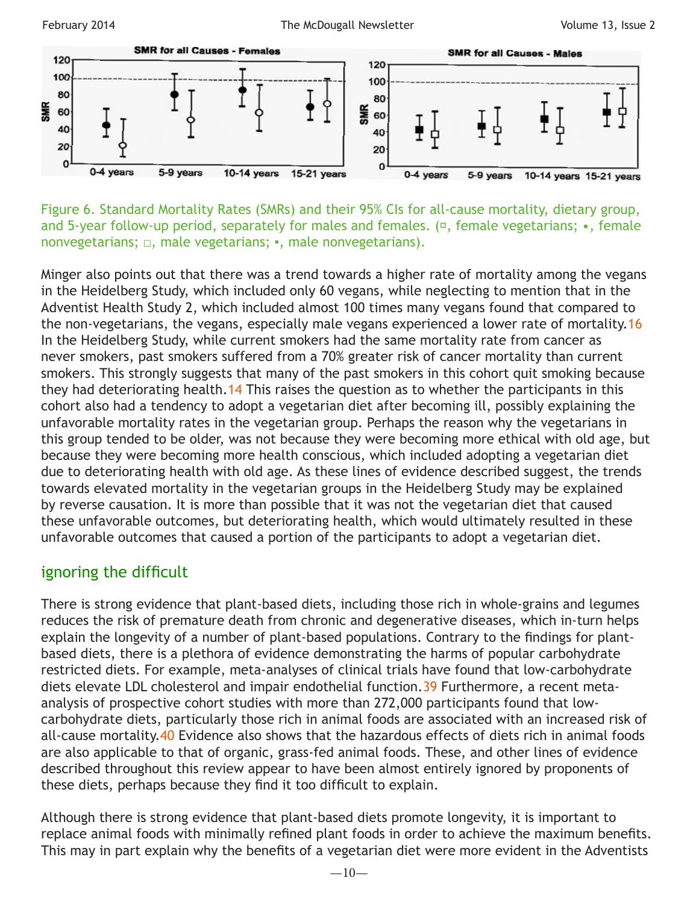Figure 6. Standard Mortality Rates (SMRs) and their 95% CIs for all-cause mortality, dietary group, and 5-year follow-up period, separately for males and females. (¤, female vegetarians; •, female nonvegetarians; □, male vegetarians; ▪, male nonvegetarians).

Minger also points out that there was a trend towards a higher rate of mortality among the vegans in the Heidelberg Study, which included only 60 vegans, while neglecting to mention that in the Adventist Health Study 2, which included almost 100 times many vegans found that compared to the non-vegetarians, the vegans, especially male vegans experienced a lower rate of mortality.16 In the Heidelberg Study, while current smokers had the same mortality rate from cancer as never smokers, past smokers suffered from a 70% greater risk of cancer mortality than current smokers. This strongly suggests that many of the past smokers in this cohort quit smoking because they had deteriorating health.14 This raises the question as to whether the participants in this cohort also had a tendency to adopt a vegetarian diet after becoming ill, possibly explaining the unfavorable mortality rates in the vegetarian group. Perhaps the reason why the vegetarians in this group tended to be older, was not because they were becoming more ethical with old age, but because they were becoming more health conscious, which included adopting a vegetarian diet due to deteriorating health with old age. As these lines of evidence described suggest, the trends towards elevated mortality in the vegetarian groups in the Heidelberg Study may be explained by reverse causation. It is more than possible that it was not the vegetarian diet that caused these unfavorable outcomes, but deteriorating health, which would ultimately resulted in these unfavorable outcomes that caused a portion of the participants to adopt a vegetarian diet.

## ignoring the difficult

There is strong evidence that plant-based diets, including those rich in whole-grains and legumes reduces the risk of premature death from chronic and degenerative diseases, which in-turn helps explain the longevity of a number of plant-based populations. Contrary to the findings for plant-based diets, there is a plethora of evidence demonstrating the harms of popular carbohydrate restricted diets. For example, meta-analyses of clinical trials have found that low-carbohydrate diets elevate LDL cholesterol and impair endothelial function.39 Furthermore, a recent meta-analysis of prospective cohort studies with more than 272,000 participants found that low-carbohydrate diets, particularly those rich in animal foods are associated with an increased risk of all-cause mortality.40 Evidence also shows that the hazardous effects of diets rich in animal foods are also applicable to that of organic, grass-fed animal foods. These, and other lines of evidence described throughout this review appear to have been almost entirely ignored by proponents of these diets, perhaps because they find it too difficult to explain.

Although there is strong evidence that plant-based diets promote longevity, it is important to replace animal foods with minimally refined plant foods in order to achieve the maximum benefits. This may in part explain why the benefits of a vegetarian diet were more evident in the Adventists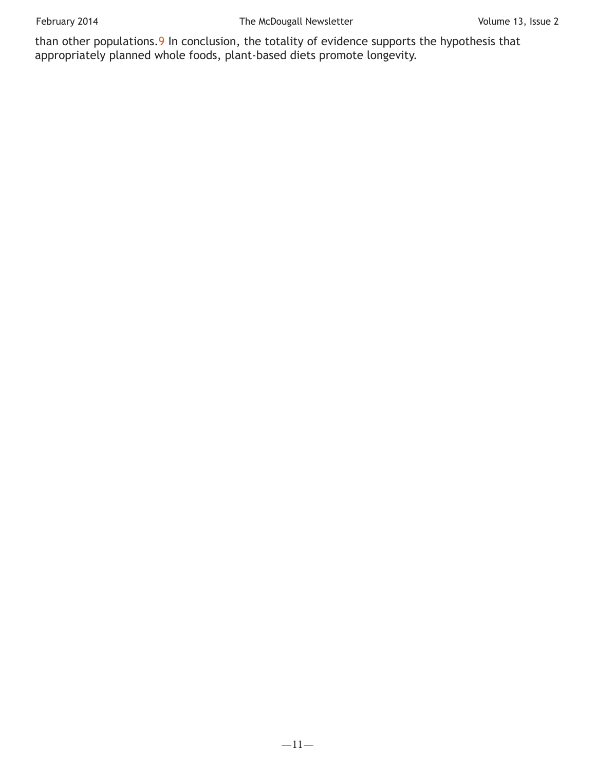than other populations.[9] In conclusion, the totality of evidence supports the hypothesis that appropriately planned whole foods, plant-based diets promote longevity.